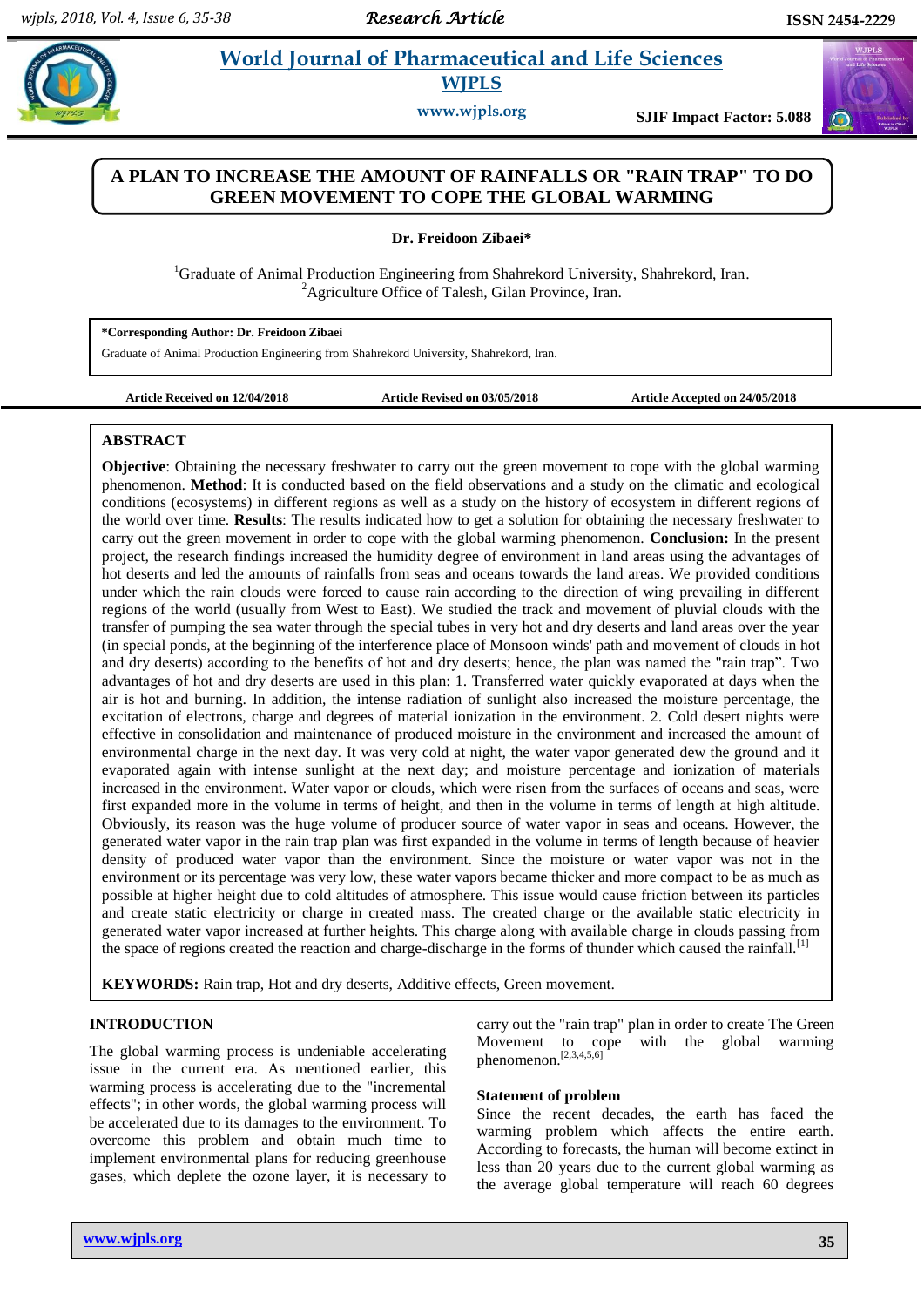# A PLAN TO INCREASE THE AMOUNT OF RAINFALLS OR "RAIN TRAP" TO DO GREEN MOVEMENT TO COPE THE GLOBAL WARMING

**Dr. Freidoon Zibaei***

[1]Graduate of Animal Production Engineering from Shahrekord University, Shahrekord, Iran.
[2]Agriculture Office of Talesh, Gilan Province, Iran.

**\*Corresponding Author: Dr. Freidoon Zibaei**
Graduate of Animal Production Engineering from Shahrekord University, Shahrekord, Iran.

**Article Received on 12/04/2018** **Article Revised on 03/05/2018** **Article Accepted on 24/05/2018**

## ABSTRACT

**Objective**: Obtaining the necessary freshwater to carry out the green movement to cope with the global warming phenomenon. **Method**: It is conducted based on the field observations and a study on the climatic and ecological conditions (ecosystems) in different regions as well as a study on the history of ecosystem in different regions of the world over time. **Results**: The results indicated how to get a solution for obtaining the necessary freshwater to carry out the green movement in order to cope with the global warming phenomenon. **Conclusion:** In the present project, the research findings increased the humidity degree of environment in land areas using the advantages of hot deserts and led the amounts of rainfalls from seas and oceans towards the land areas. We provided conditions under which the rain clouds were forced to cause rain according to the direction of wing prevailing in different regions of the world (usually from West to East). We studied the track and movement of pluvial clouds with the transfer of pumping the sea water through the special tubes in very hot and dry deserts and land areas over the year (in special ponds, at the beginning of the interference place of Monsoon winds' path and movement of clouds in hot and dry deserts) according to the benefits of hot and dry deserts; hence, the plan was named the "rain trap". Two advantages of hot and dry deserts are used in this plan: 1. Transferred water quickly evaporated at days when the air is hot and burning. In addition, the intense radiation of sunlight also increased the moisture percentage, the excitation of electrons, charge and degrees of material ionization in the environment. 2. Cold desert nights were effective in consolidation and maintenance of produced moisture in the environment and increased the amount of environmental charge in the next day. It was very cold at night, the water vapor generated dew the ground and it evaporated again with intense sunlight at the next day; and moisture percentage and ionization of materials increased in the environment. Water vapor or clouds, which were risen from the surfaces of oceans and seas, were first expanded more in the volume in terms of height, and then in the volume in terms of length at high altitude. Obviously, its reason was the huge volume of producer source of water vapor in seas and oceans. However, the generated water vapor in the rain trap plan was first expanded in the volume in terms of length because of heavier density of produced water vapor than the environment. Since the moisture or water vapor was not in the environment or its percentage was very low, these water vapors became thicker and more compact to be as much as possible at higher height due to cold altitudes of atmosphere. This issue would cause friction between its particles and create static electricity or charge in created mass. The created charge or the available static electricity in generated water vapor increased at further heights. This charge along with available charge in clouds passing from the space of regions created the reaction and charge-discharge in the forms of thunder which caused the rainfall.[1]

**KEYWORDS:** Rain trap, Hot and dry deserts, Additive effects, Green movement.

## INTRODUCTION

The global warming process is undeniable accelerating issue in the current era. As mentioned earlier, this warming process is accelerating due to the "incremental effects"; in other words, the global warming process will be accelerated due to its damages to the environment. To overcome this problem and obtain much time to implement environmental plans for reducing greenhouse gases, which deplete the ozone layer, it is necessary to carry out the "rain trap" plan in order to create The Green Movement to cope with the global warming phenomenon.[2,3,4,5,6]

### Statement of problem

Since the recent decades, the earth has faced the warming problem which affects the entire earth. According to forecasts, the human will become extinct in less than 20 years due to the current global warming as the average global temperature will reach 60 degrees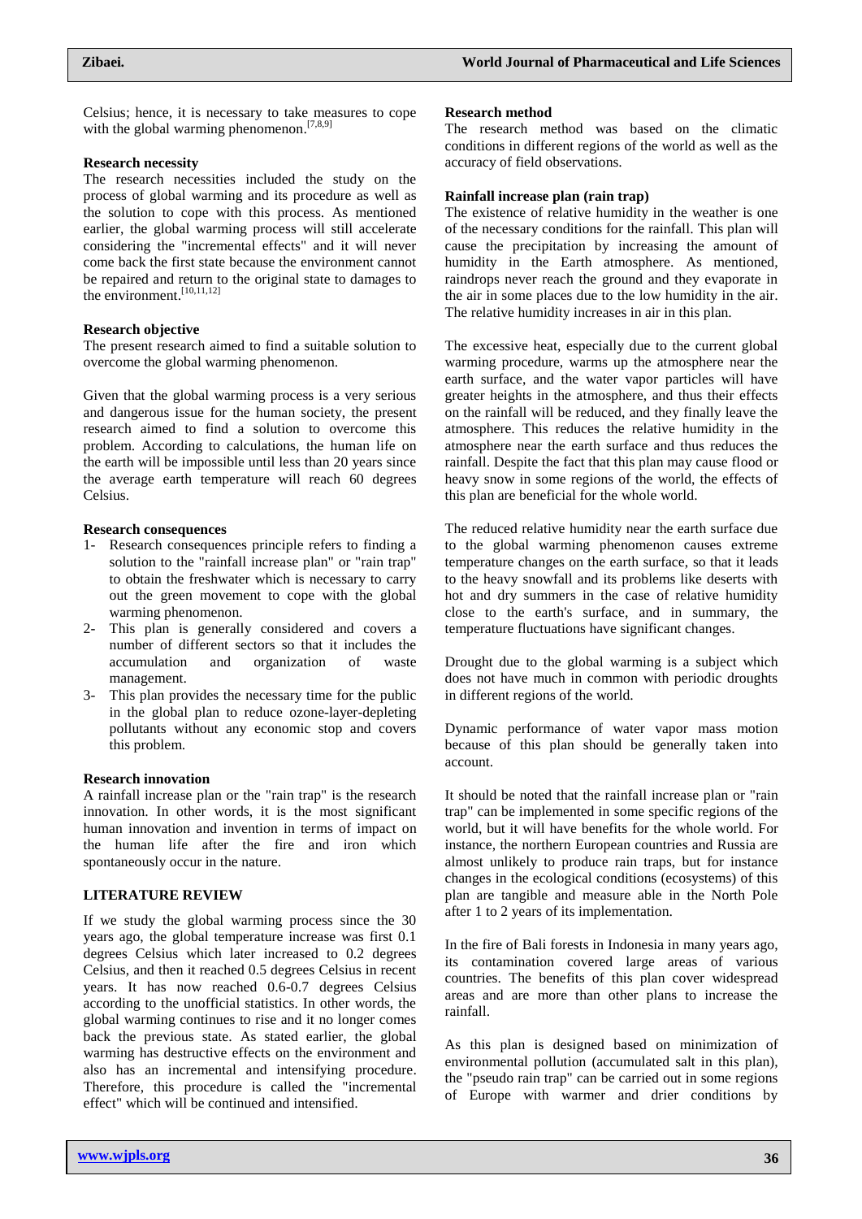Celsius; hence, it is necessary to take measures to cope with the global warming phenomenon.[7,8,9]

**Research necessity**

The research necessities included the study on the process of global warming and its procedure as well as the solution to cope with this process. As mentioned earlier, the global warming process will still accelerate considering the "incremental effects" and it will never come back the first state because the environment cannot be repaired and return to the original state to damages to the environment.[10,11,12]

**Research objective**

The present research aimed to find a suitable solution to overcome the global warming phenomenon.

Given that the global warming process is a very serious and dangerous issue for the human society, the present research aimed to find a solution to overcome this problem. According to calculations, the human life on the earth will be impossible until less than 20 years since the average earth temperature will reach 60 degrees Celsius.

**Research consequences**

1- Research consequences principle refers to finding a solution to the "rainfall increase plan" or "rain trap" to obtain the freshwater which is necessary to carry out the green movement to cope with the global warming phenomenon.
2- This plan is generally considered and covers a number of different sectors so that it includes the accumulation and organization of waste management.
3- This plan provides the necessary time for the public in the global plan to reduce ozone-layer-depleting pollutants without any economic stop and covers this problem.

**Research innovation**

A rainfall increase plan or the "rain trap" is the research innovation. In other words, it is the most significant human innovation and invention in terms of impact on the human life after the fire and iron which spontaneously occur in the nature.

## LITERATURE REVIEW

If we study the global warming process since the 30 years ago, the global temperature increase was first 0.1 degrees Celsius which later increased to 0.2 degrees Celsius, and then it reached 0.5 degrees Celsius in recent years. It has now reached 0.6-0.7 degrees Celsius according to the unofficial statistics. In other words, the global warming continues to rise and it no longer comes back the previous state. As stated earlier, the global warming has destructive effects on the environment and also has an incremental and intensifying procedure. Therefore, this procedure is called the "incremental effect" which will be continued and intensified.

**Research method**

The research method was based on the climatic conditions in different regions of the world as well as the accuracy of field observations.

**Rainfall increase plan (rain trap)**

The existence of relative humidity in the weather is one of the necessary conditions for the rainfall. This plan will cause the precipitation by increasing the amount of humidity in the Earth atmosphere. As mentioned, raindrops never reach the ground and they evaporate in the air in some places due to the low humidity in the air. The relative humidity increases in air in this plan.

The excessive heat, especially due to the current global warming procedure, warms up the atmosphere near the earth surface, and the water vapor particles will have greater heights in the atmosphere, and thus their effects on the rainfall will be reduced, and they finally leave the atmosphere. This reduces the relative humidity in the atmosphere near the earth surface and thus reduces the rainfall. Despite the fact that this plan may cause flood or heavy snow in some regions of the world, the effects of this plan are beneficial for the whole world.

The reduced relative humidity near the earth surface due to the global warming phenomenon causes extreme temperature changes on the earth surface, so that it leads to the heavy snowfall and its problems like deserts with hot and dry summers in the case of relative humidity close to the earth's surface, and in summary, the temperature fluctuations have significant changes.

Drought due to the global warming is a subject which does not have much in common with periodic droughts in different regions of the world.

Dynamic performance of water vapor mass motion because of this plan should be generally taken into account.

It should be noted that the rainfall increase plan or "rain trap" can be implemented in some specific regions of the world, but it will have benefits for the whole world. For instance, the northern European countries and Russia are almost unlikely to produce rain traps, but for instance changes in the ecological conditions (ecosystems) of this plan are tangible and measure able in the North Pole after 1 to 2 years of its implementation.

In the fire of Bali forests in Indonesia in many years ago, its contamination covered large areas of various countries. The benefits of this plan cover widespread areas and are more than other plans to increase the rainfall.

As this plan is designed based on minimization of environmental pollution (accumulated salt in this plan), the "pseudo rain trap" can be carried out in some regions of Europe with warmer and drier conditions by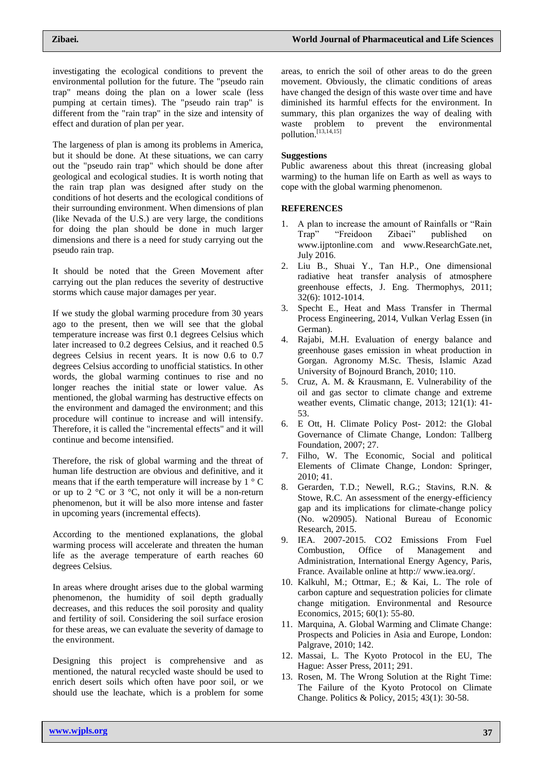investigating the ecological conditions to prevent the environmental pollution for the future. The "pseudo rain trap" means doing the plan on a lower scale (less pumping at certain times). The "pseudo rain trap" is different from the "rain trap" in the size and intensity of effect and duration of plan per year.

The largeness of plan is among its problems in America, but it should be done. At these situations, we can carry out the "pseudo rain trap" which should be done after geological and ecological studies. It is worth noting that the rain trap plan was designed after study on the conditions of hot deserts and the ecological conditions of their surrounding environment. When dimensions of plan (like Nevada of the U.S.) are very large, the conditions for doing the plan should be done in much larger dimensions and there is a need for study carrying out the pseudo rain trap.

It should be noted that the Green Movement after carrying out the plan reduces the severity of destructive storms which cause major damages per year.

If we study the global warming procedure from 30 years ago to the present, then we will see that the global temperature increase was first 0.1 degrees Celsius which later increased to 0.2 degrees Celsius, and it reached 0.5 degrees Celsius in recent years. It is now 0.6 to 0.7 degrees Celsius according to unofficial statistics. In other words, the global warming continues to rise and no longer reaches the initial state or lower value. As mentioned, the global warming has destructive effects on the environment and damaged the environment; and this procedure will continue to increase and will intensify. Therefore, it is called the "incremental effects" and it will continue and become intensified.

Therefore, the risk of global warming and the threat of human life destruction are obvious and definitive, and it means that if the earth temperature will increase by 1 ° C or up to 2 °C or 3 °C, not only it will be a non-return phenomenon, but it will be also more intense and faster in upcoming years (incremental effects).

According to the mentioned explanations, the global warming process will accelerate and threaten the human life as the average temperature of earth reaches 60 degrees Celsius.

In areas where drought arises due to the global warming phenomenon, the humidity of soil depth gradually decreases, and this reduces the soil porosity and quality and fertility of soil. Considering the soil surface erosion for these areas, we can evaluate the severity of damage to the environment.

Designing this project is comprehensive and as mentioned, the natural recycled waste should be used to enrich desert soils which often have poor soil, or we should use the leachate, which is a problem for some areas, to enrich the soil of other areas to do the green movement. Obviously, the climatic conditions of areas have changed the design of this waste over time and have diminished its harmful effects for the environment. In summary, this plan organizes the way of dealing with waste problem to prevent the environmental pollution.[13,14,15]

## Suggestions

Public awareness about this threat (increasing global warming) to the human life on Earth as well as ways to cope with the global warming phenomenon.

## REFERENCES

1. A plan to increase the amount of Rainfalls or "Rain Trap" "Freidoon Zibaei" published on www.ijptonline.com and www.ResearchGate.net, July 2016.
2. Liu B., Shuai Y., Tan H.P., One dimensional radiative heat transfer analysis of atmosphere greenhouse effects, J. Eng. Thermophys, 2011; 32(6): 1012-1014.
3. Specht E., Heat and Mass Transfer in Thermal Process Engineering, 2014, Vulkan Verlag Essen (in German).
4. Rajabi, M.H. Evaluation of energy balance and greenhouse gases emission in wheat production in Gorgan. Agronomy M.Sc. Thesis, Islamic Azad University of Bojnourd Branch, 2010; 110.
5. Cruz, A. M. & Krausmann, E. Vulnerability of the oil and gas sector to climate change and extreme weather events, Climatic change, 2013; 121(1): 41-53.
6. E Ott, H. Climate Policy Post- 2012: the Global Governance of Climate Change, London: Tallberg Foundation, 2007; 27.
7. Filho, W. The Economic, Social and political Elements of Climate Change, London: Springer, 2010; 41.
8. Gerarden, T.D.; Newell, R.G.; Stavins, R.N. & Stowe, R.C. An assessment of the energy-efficiency gap and its implications for climate-change policy (No. w20905). National Bureau of Economic Research, 2015.
9. IEA. 2007-2015. CO2 Emissions From Fuel Combustion, Office of Management and Administration, International Energy Agency, Paris, France. Available online at http:// www.iea.org/.
10. Kalkuhl, M.; Ottmar, E.; & Kai, L. The role of carbon capture and sequestration policies for climate change mitigation. Environmental and Resource Economics, 2015; 60(1): 55-80.
11. Marquina, A. Global Warming and Climate Change: Prospects and Policies in Asia and Europe, London: Palgrave, 2010; 142.
12. Massai, L. The Kyoto Protocol in the EU, The Hague: Asser Press, 2011; 291.
13. Rosen, M. The Wrong Solution at the Right Time: The Failure of the Kyoto Protocol on Climate Change. Politics & Policy, 2015; 43(1): 30-58.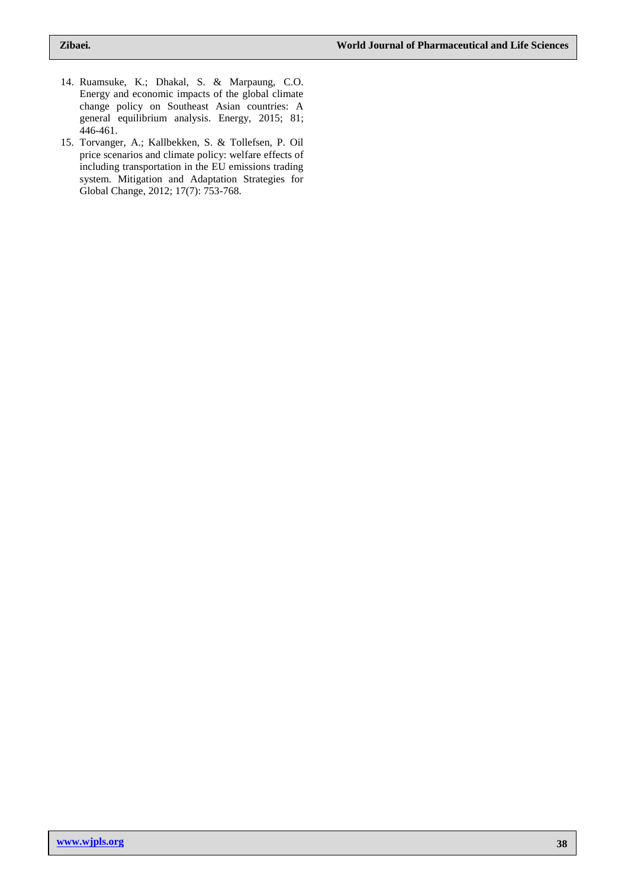14. Ruamsuke, K.; Dhakal, S. & Marpaung, C.O. Energy and economic impacts of the global climate change policy on Southeast Asian countries: A general equilibrium analysis. Energy, 2015; 81; 446-461.
15. Torvanger, A.; Kallbekken, S. & Tollefsen, P. Oil price scenarios and climate policy: welfare effects of including transportation in the EU emissions trading system. Mitigation and Adaptation Strategies for Global Change, 2012; 17(7): 753-768.